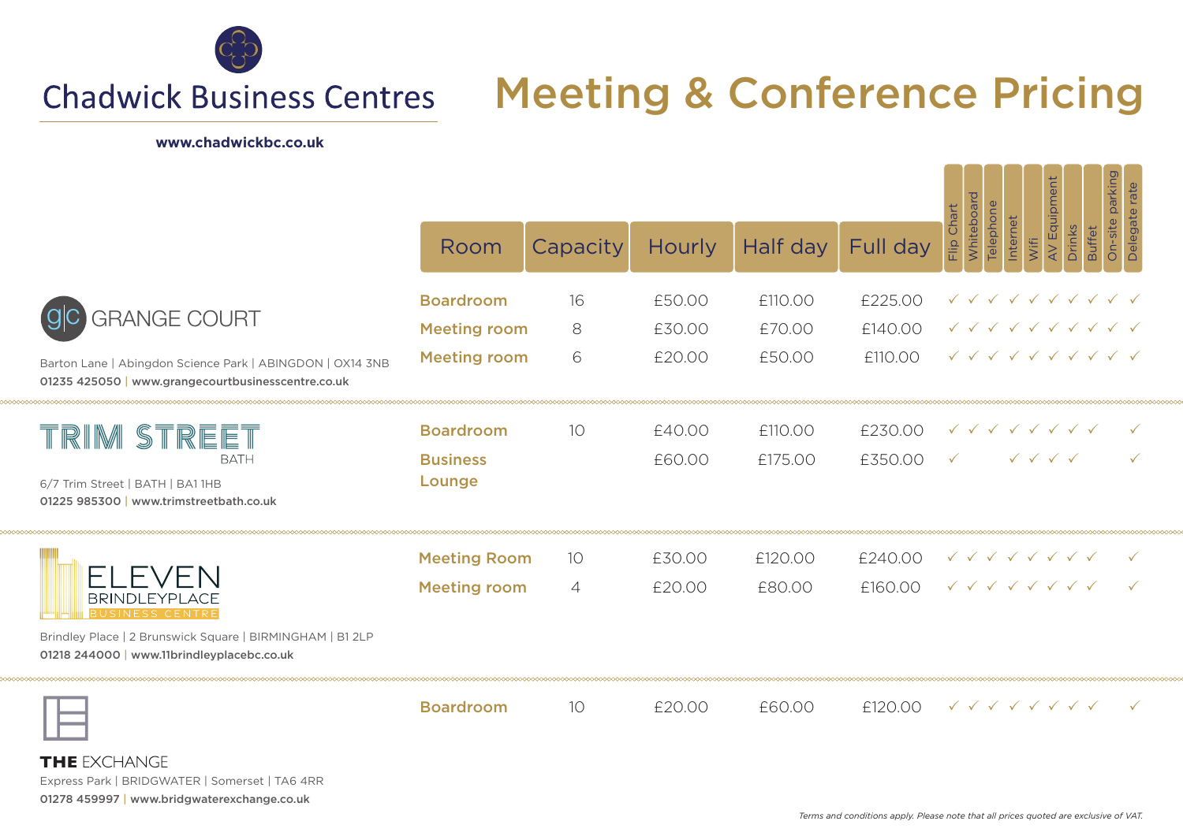# Chadwick Business Centres

**www.chadwickbc.co.uk**

# Meeting & Conference Pricing

## GRANGE COURT

Barton Lane | Abingdon Science Park | ABINGDON | OX14 3NB
**01235 425050** | **www.grangecourtbusinesscentre.co.uk**

| Room | Capacity | Hourly | Half day | Full day | Flip Chart | Whiteboard | Telephone | Internet | Wifi | AV Equipment | Drinks | Buffet | On-site parking | Delegate rate |
|---|---|---|---|---|---|---|---|---|---|---|---|---|---|---|
| Boardroom | 16 | £50.00 | £110.00 | £225.00 | ✓ | ✓ | ✓ | ✓ | ✓ | ✓ | ✓ | ✓ | ✓ | ✓ |
| Meeting room | 8 | £30.00 | £70.00 | £140.00 | ✓ | ✓ | ✓ | ✓ | ✓ | ✓ | ✓ | ✓ | ✓ | ✓ |
| Meeting room | 6 | £20.00 | £50.00 | £110.00 | ✓ | ✓ | ✓ | ✓ | ✓ | ✓ | ✓ | ✓ | ✓ | ✓ |

## TRIM STREET BATH

6/7 Trim Street | BATH | BA1 1HB
**01225 985300** | **www.trimstreetbath.co.uk**

| Room | Capacity | Hourly | Half day | Full day | Flip Chart | Whiteboard | Telephone | Internet | Wifi | AV Equipment | Drinks | Buffet | On-site parking | Delegate rate |
|---|---|---|---|---|---|---|---|---|---|---|---|---|---|---|
| Boardroom | 10 | £40.00 | £110.00 | £230.00 | ✓ | ✓ | ✓ | ✓ | ✓ | ✓ | ✓ | ✓ | | ✓ |
| Business Lounge | | £60.00 | £175.00 | £350.00 | ✓ | | | ✓ | ✓ | ✓ | ✓ | | | ✓ |

## ELEVEN BRINDLEYPLACE BUSINESS CENTRE

Brindley Place | 2 Brunswick Square | BIRMINGHAM | B1 2LP
**01218 244000** | **www.11brindleyplacebc.co.uk**

| Room | Capacity | Hourly | Half day | Full day | Flip Chart | Whiteboard | Telephone | Internet | Wifi | AV Equipment | Drinks | Buffet | On-site parking | Delegate rate |
|---|---|---|---|---|---|---|---|---|---|---|---|---|---|---|
| Meeting Room | 10 | £30.00 | £120.00 | £240.00 | ✓ | ✓ | ✓ | ✓ | ✓ | ✓ | ✓ | ✓ | | ✓ |
| Meeting room | 4 | £20.00 | £80.00 | £160.00 | ✓ | ✓ | ✓ | ✓ | ✓ | ✓ | ✓ | ✓ | | ✓ |

## THE EXCHANGE

Express Park | BRIDGWATER | Somerset | TA6 4RR
**01278 459997** | **www.bridgwaterexchange.co.uk**

| Room | Capacity | Hourly | Half day | Full day | Flip Chart | Whiteboard | Telephone | Internet | Wifi | AV Equipment | Drinks | Buffet | On-site parking | Delegate rate |
|---|---|---|---|---|---|---|---|---|---|---|---|---|---|---|
| Boardroom | 10 | £20.00 | £60.00 | £120.00 | ✓ | ✓ | ✓ | ✓ | ✓ | ✓ | ✓ | ✓ | | ✓ |

*Terms and conditions apply. Please note that all prices quoted are exclusive of VAT.*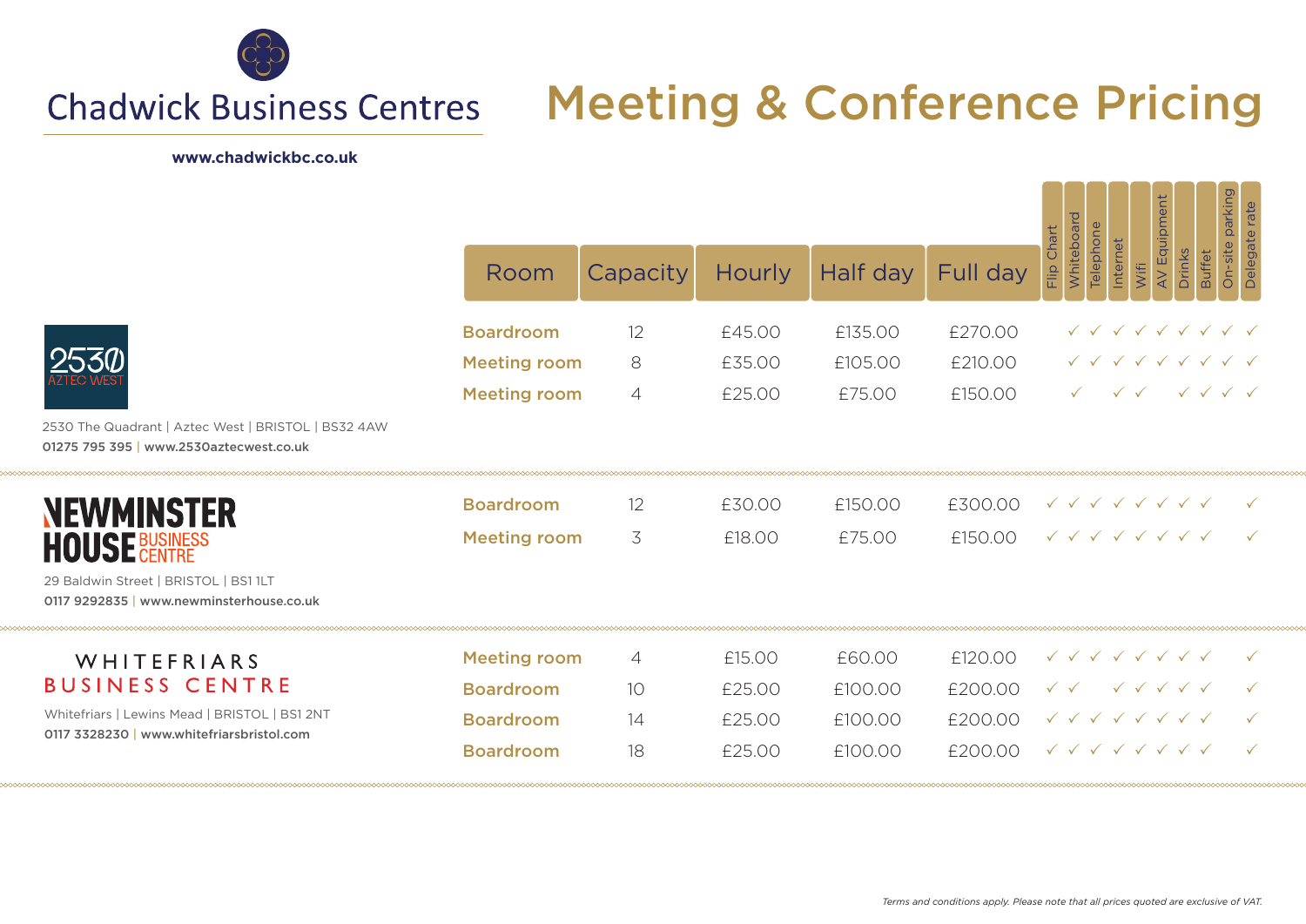# Chadwick Business Centres

**www.chadwickbc.co.uk**

# Meeting & Conference Pricing

## 2530 Aztec West

2530 The Quadrant | Aztec West | BRISTOL | BS32 4AW
**01275 795 395 | www.2530aztecwest.co.uk**

| Room | Capacity | Hourly | Half day | Full day | Flip Chart | Whiteboard | Telephone | Internet | Wifi | AV Equipment | Drinks | Buffet | On-site parking | Delegate rate |
|---|---|---|---|---|---|---|---|---|---|---|---|---|---|---|
| Boardroom | 12 | £45.00 | £135.00 | £270.00 | | ✓ | ✓ | ✓ | ✓ | ✓ | ✓ | ✓ | ✓ | ✓ |
| Meeting room | 8 | £35.00 | £105.00 | £210.00 | | ✓ | ✓ | ✓ | ✓ | ✓ | ✓ | ✓ | ✓ | ✓ |
| Meeting room | 4 | £25.00 | £75.00 | £150.00 | | ✓ | | ✓ | ✓ | | ✓ | ✓ | ✓ | ✓ |

## Newminster House Business Centre

29 Baldwin Street | BRISTOL | BS1 1LT
**0117 9292835 | www.newminsterhouse.co.uk**

| Room | Capacity | Hourly | Half day | Full day | Flip Chart | Whiteboard | Telephone | Internet | Wifi | AV Equipment | Drinks | Buffet | On-site parking | Delegate rate |
|---|---|---|---|---|---|---|---|---|---|---|---|---|---|---|
| Boardroom | 12 | £30.00 | £150.00 | £300.00 | ✓ | ✓ | ✓ | ✓ | ✓ | ✓ | ✓ | ✓ | | ✓ |
| Meeting room | 3 | £18.00 | £75.00 | £150.00 | ✓ | ✓ | ✓ | ✓ | ✓ | ✓ | ✓ | ✓ | | ✓ |

## Whitefriars Business Centre

Whitefriars | Lewins Mead | BRISTOL | BS1 2NT
**0117 3328230 | www.whitefriarsbristol.com**

| Room | Capacity | Hourly | Half day | Full day | Flip Chart | Whiteboard | Telephone | Internet | Wifi | AV Equipment | Drinks | Buffet | On-site parking | Delegate rate |
|---|---|---|---|---|---|---|---|---|---|---|---|---|---|---|
| Meeting room | 4 | £15.00 | £60.00 | £120.00 | ✓ | ✓ | ✓ | ✓ | ✓ | ✓ | ✓ | ✓ | | ✓ |
| Boardroom | 10 | £25.00 | £100.00 | £200.00 | ✓ | ✓ | | ✓ | ✓ | ✓ | ✓ | ✓ | | ✓ |
| Boardroom | 14 | £25.00 | £100.00 | £200.00 | ✓ | ✓ | ✓ | ✓ | ✓ | ✓ | ✓ | ✓ | | ✓ |
| Boardroom | 18 | £25.00 | £100.00 | £200.00 | ✓ | ✓ | ✓ | ✓ | ✓ | ✓ | ✓ | ✓ | | ✓ |

*Terms and conditions apply. Please note that all prices quoted are exclusive of VAT.*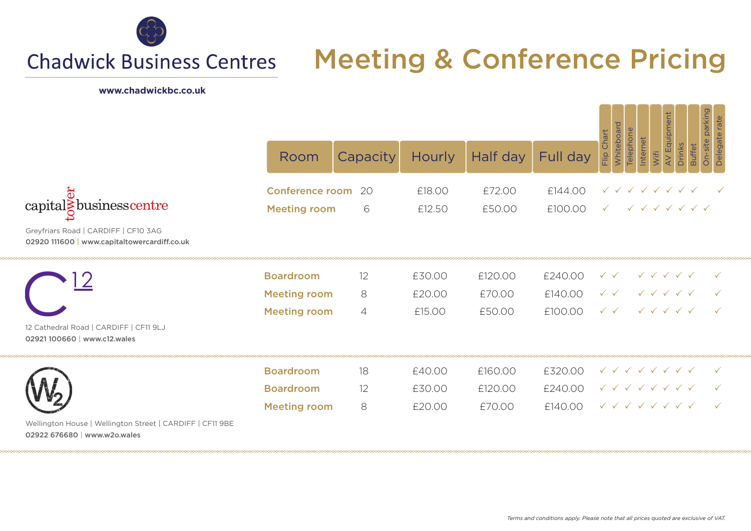# Chadwick Business Centres

**www.chadwickbc.co.uk**

# Meeting & Conference Pricing

## capital tower business centre

Greyfriars Road | CARDIFF | CF10 3AG
**02920 111600** | **www.capitaltowercardiff.co.uk**

| Room | Capacity | Hourly | Half day | Full day | Flip Chart | Whiteboard | Telephone | Internet | Wifi | AV Equipment | Drinks | Buffet | On-site parking | Delegate rate |
|---|---|---|---|---|---|---|---|---|---|---|---|---|---|---|
| **Conference room** | 20 | £18.00 | £72.00 | £144.00 | ✓ | ✓ | ✓ | ✓ | ✓ | ✓ | ✓ | ✓ | | ✓ |
| **Meeting room** | 6 | £12.50 | £50.00 | £100.00 | ✓ | | ✓ | ✓ | ✓ | ✓ | ✓ | ✓ | ✓ | |

## C12

12 Cathedral Road | CARDIFF | CF11 9LJ
**02921 100660** | **www.c12.wales**

| Room | Capacity | Hourly | Half day | Full day | Flip Chart | Whiteboard | Telephone | Internet | Wifi | AV Equipment | Drinks | Buffet | On-site parking | Delegate rate |
|---|---|---|---|---|---|---|---|---|---|---|---|---|---|---|
| **Boardroom** | 12 | £30.00 | £120.00 | £240.00 | ✓ | ✓ | | ✓ | ✓ | ✓ | ✓ | ✓ | | ✓ |
| **Meeting room** | 8 | £20.00 | £70.00 | £140.00 | ✓ | ✓ | | ✓ | ✓ | ✓ | ✓ | ✓ | | ✓ |
| **Meeting room** | 4 | £15.00 | £50.00 | £100.00 | ✓ | ✓ | | ✓ | ✓ | ✓ | ✓ | ✓ | | ✓ |

## W2

Wellington House | Wellington Street | CARDIFF | CF11 9BE
**02922 676680** | **www.w2o.wales**

| Room | Capacity | Hourly | Half day | Full day | Flip Chart | Whiteboard | Telephone | Internet | Wifi | AV Equipment | Drinks | Buffet | On-site parking | Delegate rate |
|---|---|---|---|---|---|---|---|---|---|---|---|---|---|---|
| **Boardroom** | 18 | £40.00 | £160.00 | £320.00 | ✓ | ✓ | ✓ | ✓ | ✓ | ✓ | ✓ | ✓ | | ✓ |
| **Boardroom** | 12 | £30.00 | £120.00 | £240.00 | ✓ | ✓ | ✓ | ✓ | ✓ | ✓ | ✓ | ✓ | | ✓ |
| **Meeting room** | 8 | £20.00 | £70.00 | £140.00 | ✓ | ✓ | ✓ | ✓ | ✓ | ✓ | ✓ | ✓ | | ✓ |

*Terms and conditions apply. Please note that all prices quoted are exclusive of VAT.*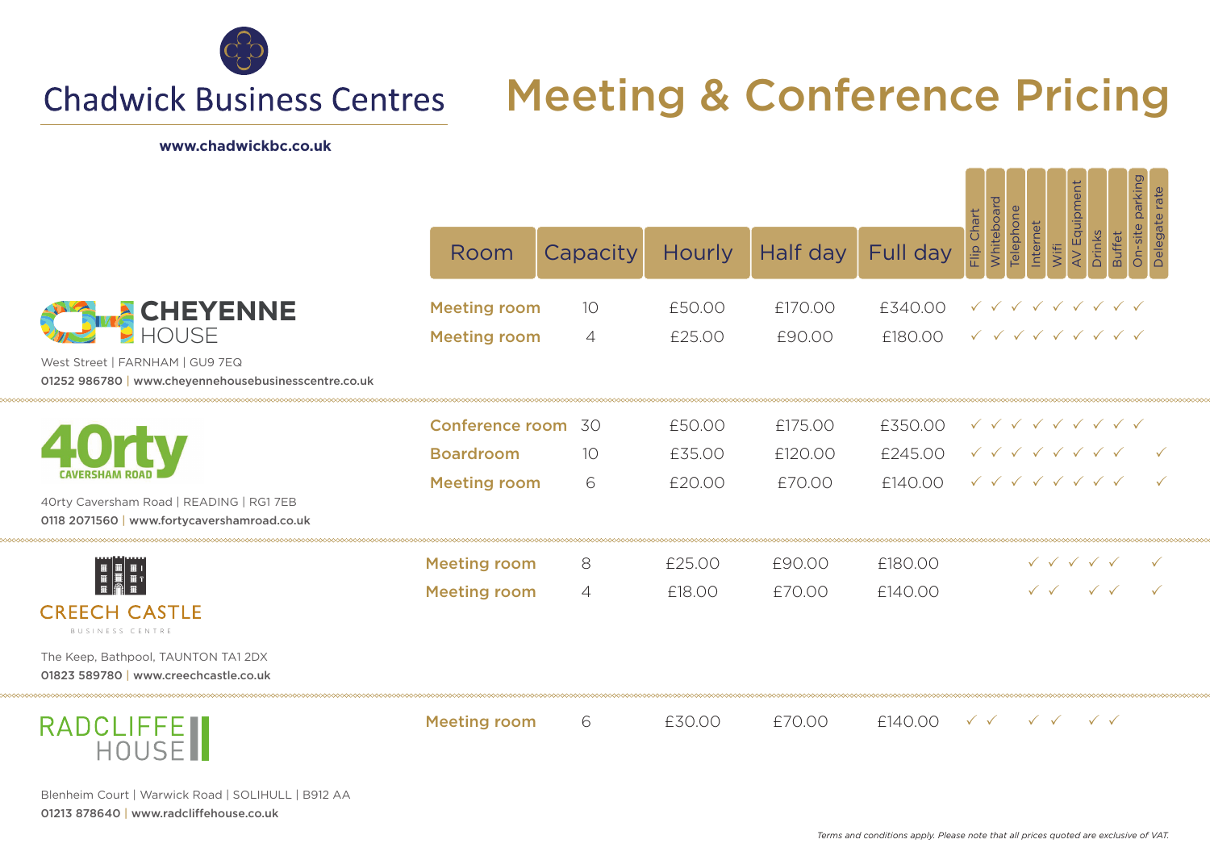# Chadwick Business Centres

**www.chadwickbc.co.uk**

# Meeting & Conference Pricing

## CHEYENNE HOUSE

West Street | FARNHAM | GU9 7EQ
01252 986780 | www.cheyennehousebusinesscentre.co.uk

| Room | Capacity | Hourly | Half day | Full day | Flip Chart | Whiteboard | Telephone | Internet | Wifi | AV Equipment | Drinks | Buffet | On-site parking | Delegate rate |
|---|---|---|---|---|---|---|---|---|---|---|---|---|---|---|
| Meeting room | 10 | £50.00 | £170.00 | £340.00 | ✓ | ✓ | ✓ | ✓ | ✓ | ✓ | ✓ | ✓ | ✓ | |
| Meeting room | 4 | £25.00 | £90.00 | £180.00 | ✓ | ✓ | ✓ | ✓ | ✓ | ✓ | ✓ | ✓ | ✓ | |

## 40rty CAVERSHAM ROAD

40rty Caversham Road | READING | RG1 7EB
0118 2071560 | www.fortycavershamroad.co.uk

| Room | Capacity | Hourly | Half day | Full day | Flip Chart | Whiteboard | Telephone | Internet | Wifi | AV Equipment | Drinks | Buffet | On-site parking | Delegate rate |
|---|---|---|---|---|---|---|---|---|---|---|---|---|---|---|
| Conference room | 30 | £50.00 | £175.00 | £350.00 | ✓ | ✓ | ✓ | ✓ | ✓ | ✓ | ✓ | ✓ | ✓ | |
| Boardroom | 10 | £35.00 | £120.00 | £245.00 | ✓ | ✓ | ✓ | ✓ | ✓ | ✓ | ✓ | ✓ | | ✓ |
| Meeting room | 6 | £20.00 | £70.00 | £140.00 | ✓ | ✓ | ✓ | ✓ | ✓ | ✓ | ✓ | ✓ | | ✓ |

## CREECH CASTLE BUSINESS CENTRE

The Keep, Bathpool, TAUNTON TA1 2DX
01823 589780 | www.creechcastle.co.uk

| Room | Capacity | Hourly | Half day | Full day | Flip Chart | Whiteboard | Telephone | Internet | Wifi | AV Equipment | Drinks | Buffet | On-site parking | Delegate rate |
|---|---|---|---|---|---|---|---|---|---|---|---|---|---|---|
| Meeting room | 8 | £25.00 | £90.00 | £180.00 | | | | ✓ | ✓ | ✓ | ✓ | ✓ | | ✓ |
| Meeting room | 4 | £18.00 | £70.00 | £140.00 | | | | ✓ | ✓ | | ✓ | ✓ | | ✓ |

## RADCLIFFE HOUSE

Blenheim Court | Warwick Road | SOLIHULL | B912 AA
01213 878640 | www.radcliffehouse.co.uk

| Room | Capacity | Hourly | Half day | Full day | Flip Chart | Whiteboard | Telephone | Internet | Wifi | AV Equipment | Drinks | Buffet | On-site parking | Delegate rate |
|---|---|---|---|---|---|---|---|---|---|---|---|---|---|---|
| Meeting room | 6 | £30.00 | £70.00 | £140.00 | ✓ | ✓ | | ✓ | ✓ | | ✓ | ✓ | | |

*Terms and conditions apply. Please note that all prices quoted are exclusive of VAT.*